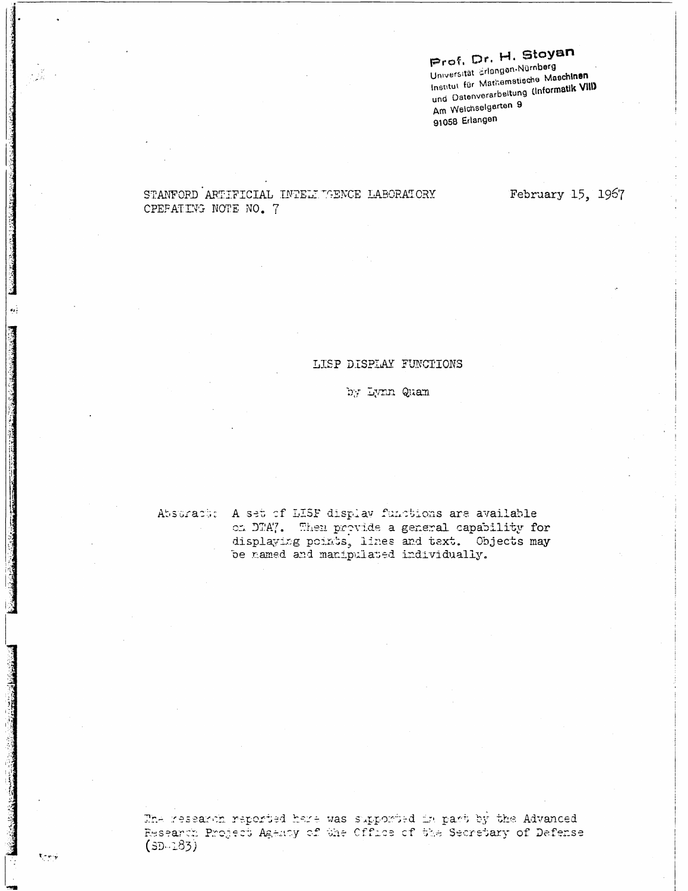Prof. Dr. H. Stoyan
Universität Erlangen-Nürnberg
Institut für Mathematische Maschinen
und Datenverarbeitung (Informatik VIII)
Am Weichselgarten 9
91058 Erlangen

STANFORD ARTIFICIAL INTELLIGENCE LABORATORY
OPERATING NOTE NO. 7

February 15, 1967

# LISP DISPLAY FUNCTIONS

by Lynn Quam

Abstract: A set of LISP display functions are available on DTA7. Then provide a general capability for displaying points, lines and text. Objects may be named and manipulated individually.

The research reported here was supported in part by the Advanced Research Project Agency of the Office of the Secretary of Defense (SD-183)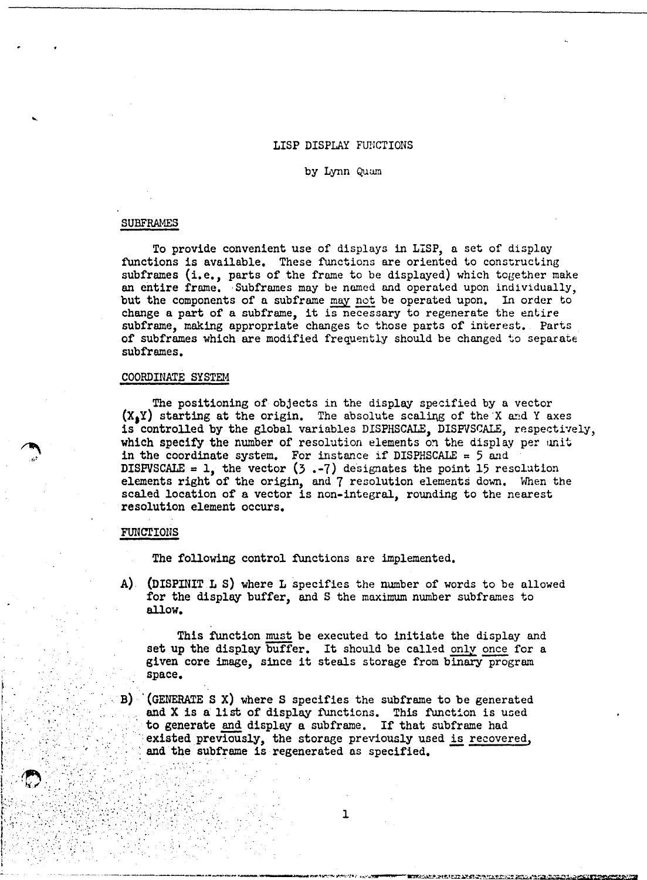# LISP DISPLAY FUNCTIONS

by Lynn Quam

## SUBFRAMES

To provide convenient use of displays in LISP, a set of display functions is available. These functions are oriented to constructing subframes (i.e., parts of the frame to be displayed) which together make an entire frame. Subframes may be named and operated upon individually, but the components of a subframe may not be operated upon. In order to change a part of a subframe, it is necessary to regenerate the entire subframe, making appropriate changes to those parts of interest. Parts of subframes which are modified frequently should be changed to separate subframes.

## COORDINATE SYSTEM

The positioning of objects in the display specified by a vector (X,Y) starting at the origin. The absolute scaling of the X and Y axes is controlled by the global variables DISPHSCALE, DISPVSCALE, respectively, which specify the number of resolution elements on the display per unit in the coordinate system. For instance if DISPHSCALE = 5 and DISPVSCALE = 1, the vector (3 .-7) designates the point 15 resolution elements right of the origin, and 7 resolution elements down. When the scaled location of a vector is non-integral, rounding to the nearest resolution element occurs.

## FUNCTIONS

The following control functions are implemented.

A) (DISPINIT L S) where L specifies the number of words to be allowed for the display buffer, and S the maximum number subframes to allow.

   This function must be executed to initiate the display and set up the display buffer. It should be called only once for a given core image, since it steals storage from binary program space.

B) (GENERATE S X) where S specifies the subframe to be generated and X is a list of display functions. This function is used to generate and display a subframe. If that subframe had existed previously, the storage previously used is recovered, and the subframe is regenerated as specified.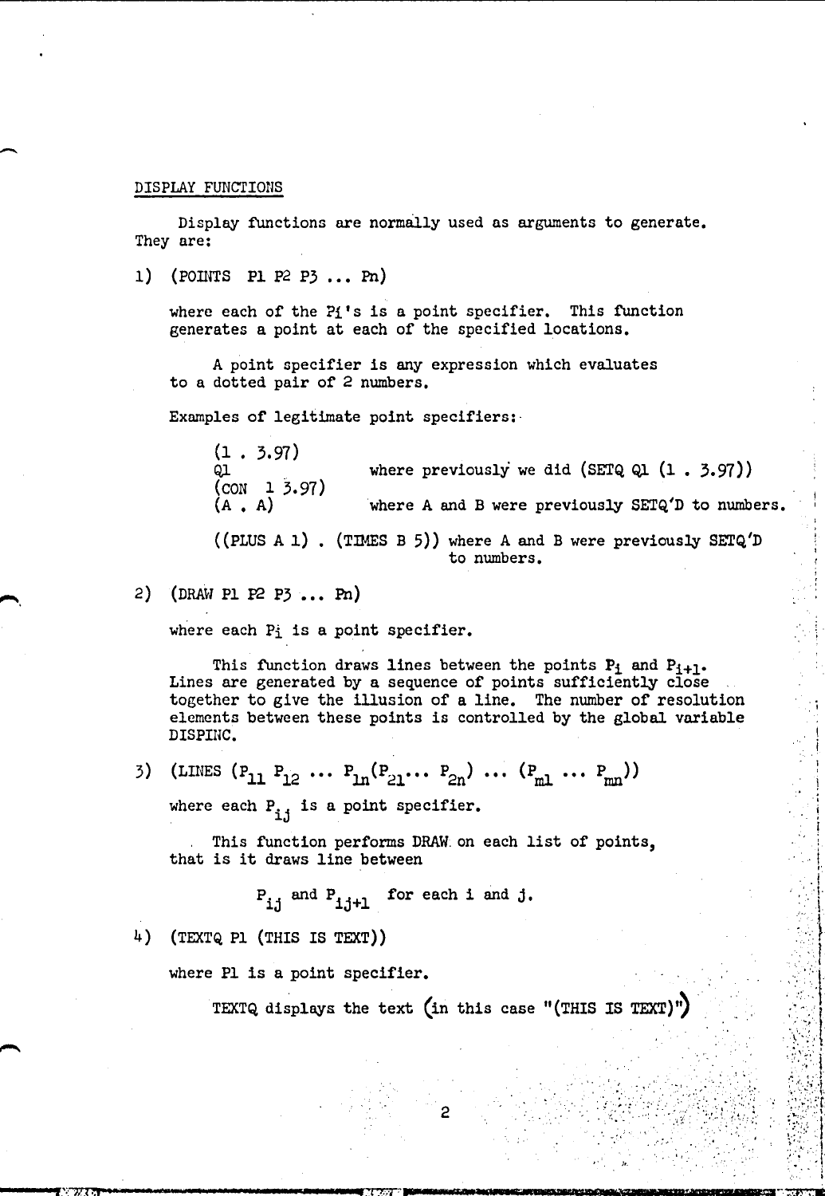DISPLAY FUNCTIONS

Display functions are normally used as arguments to generate. They are:

1) (POINTS P1 P2 P3 ... Pn)

   where each of the Pi's is a point specifier. This function generates a point at each of the specified locations.

   A point specifier is any expression which evaluates to a dotted pair of 2 numbers.

   Examples of legitimate point specifiers:

   ```
   (1 . 3.97)
   Q1                where previously we did (SETQ Q1 (1 . 3.97))
   (CON  1 3.97)
   (A . A)           where A and B were previously SETQ'D to numbers.

   ((PLUS A 1) . (TIMES B 5)) where A and B were previously SETQ'D
                              to numbers.
   ```

2) (DRAW P1 P2 P3 ... Pn)

   where each $P_i$ is a point specifier.

   This function draws lines between the points $P_i$ and $P_{i+1}$. Lines are generated by a sequence of points sufficiently close together to give the illusion of a line. The number of resolution elements between these points is controlled by the global variable DISPINC.

3) (LINES ($P_{11}$ $P_{12}$ ... $P_{1n}$($P_{21}$... $P_{2n}$) ... ($P_{m1}$ ... $P_{mn}$))

   where each $P_{ij}$ is a point specifier.

   This function performs DRAW on each list of points, that is it draws line between

   $P_{ij}$ and $P_{ij+1}$ for each i and j.

4) (TEXTQ P1 (THIS IS TEXT))

   where P1 is a point specifier.

   TEXTQ displays the text (in this case "(THIS IS TEXT)")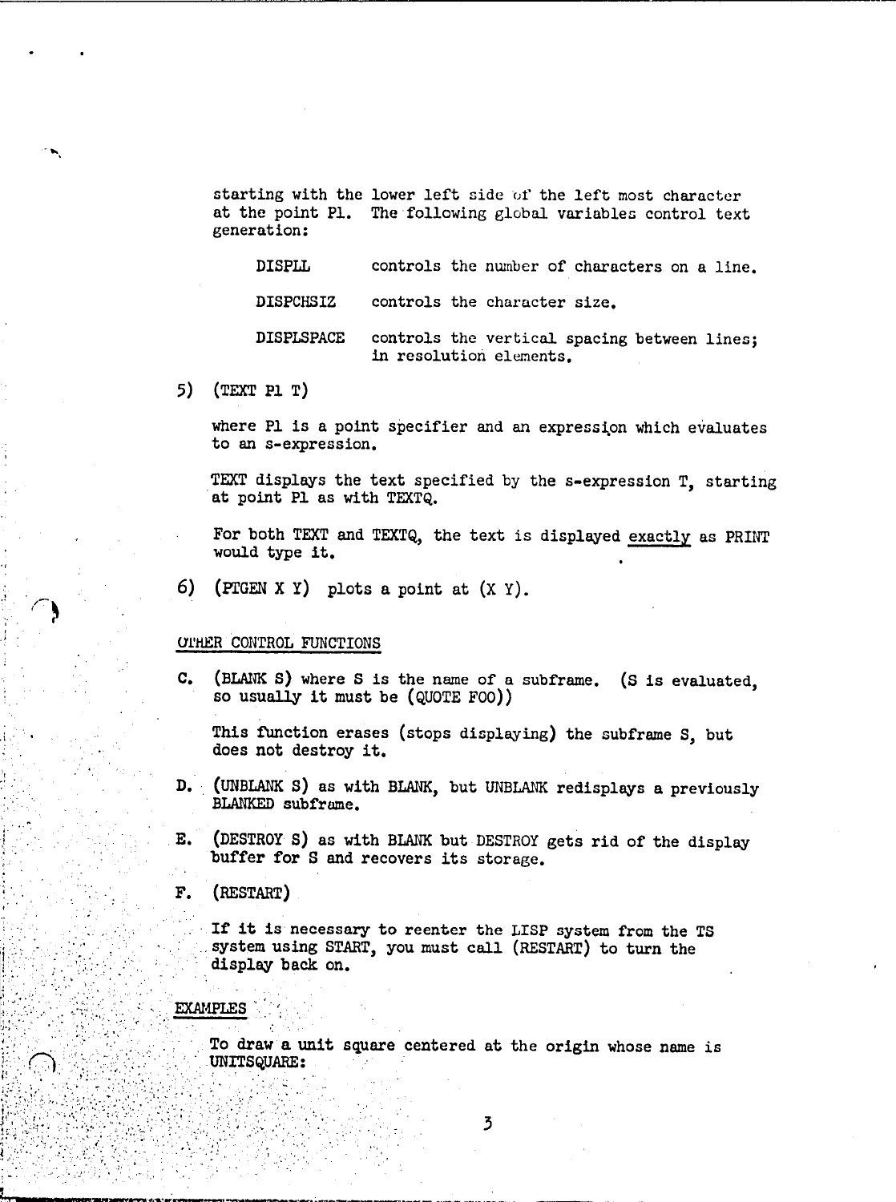starting with the lower left side of the left most character at the point P1. The following global variables control text generation:

| | |
|---|---|
| DISPLL | controls the number of characters on a line. |
| DISPCHSIZ | controls the character size. |
| DISPLSPACE | controls the vertical spacing between lines; in resolution elements. |

5) (TEXT P1 T)

where P1 is a point specifier and an expression which evaluates to an s-expression.

TEXT displays the text specified by the s-expression T, starting at point P1 as with TEXTQ.

For both TEXT and TEXTQ, the text is displayed <u>exactly</u> as PRINT would type it.

6) (PTGEN X Y) plots a point at (X Y).

OTHER CONTROL FUNCTIONS

C. (BLANK S) where S is the name of a subframe. (S is evaluated, so usually it must be (QUOTE FOO))

This function erases (stops displaying) the subframe S, but does not destroy it.

D. (UNBLANK S) as with BLANK, but UNBLANK redisplays a previously BLANKED subframe.

E. (DESTROY S) as with BLANK but DESTROY gets rid of the display buffer for S and recovers its storage.

F. (RESTART)

If it is necessary to reenter the LISP system from the TS system using START, you must call (RESTART) to turn the display back on.

EXAMPLES

To draw a unit square centered at the origin whose name is UNITSQUARE: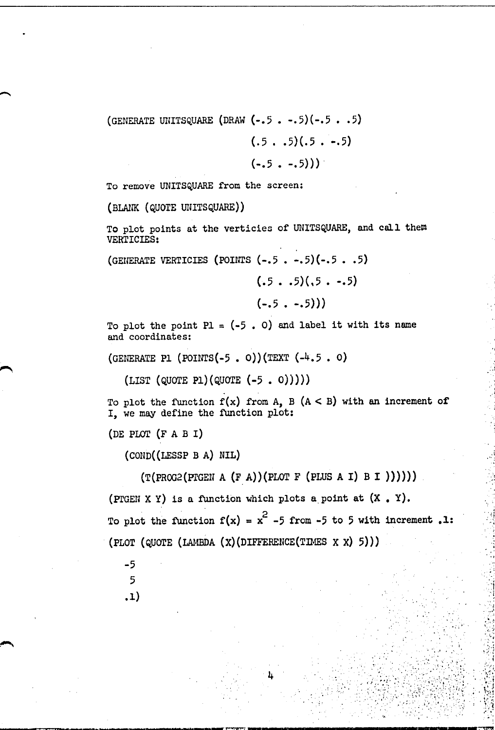```
(GENERATE UNITSQUARE (DRAW (-.5 . -.5)(-.5 . .5)
                           (.5 . .5)(.5 . -.5)
                           (-.5 . -.5)))
```

To remove UNITSQUARE from the screen:

```
(BLANK (QUOTE UNITSQUARE))
```

To plot points at the verticies of UNITSQUARE, and call them VERTICIES:

```
(GENERATE VERTICIES (POINTS (-.5 . -.5)(-.5 . .5)
                            (.5 . .5)(.5 . -.5)
                            (-.5 . -.5)))
```

To plot the point P1 = (-5 . 0) and label it with its name and coordinates:

```
(GENERATE P1 (POINTS(-5 . 0))(TEXT (-4.5 . 0)
   (LIST (QUOTE P1)(QUOTE (-5 . 0)))))
```

To plot the function f(x) from A, B (A < B) with an increment of I, we may define the function plot:

```
(DE PLOT (F A B I)
   (COND((LESSP B A) NIL)
      (T(PROG2(PTGEN A (F A))(PLOT F (PLUS A I) B I ))))))
```

(PTGEN X Y) is a function which plots a point at (X . Y).

To plot the function $f(x) = x^2 -5$ from -5 to 5 with increment .1:

```
(PLOT (QUOTE (LAMBDA (X)(DIFFERENCE(TIMES X X) 5)))
   -5
    5
   .1)
```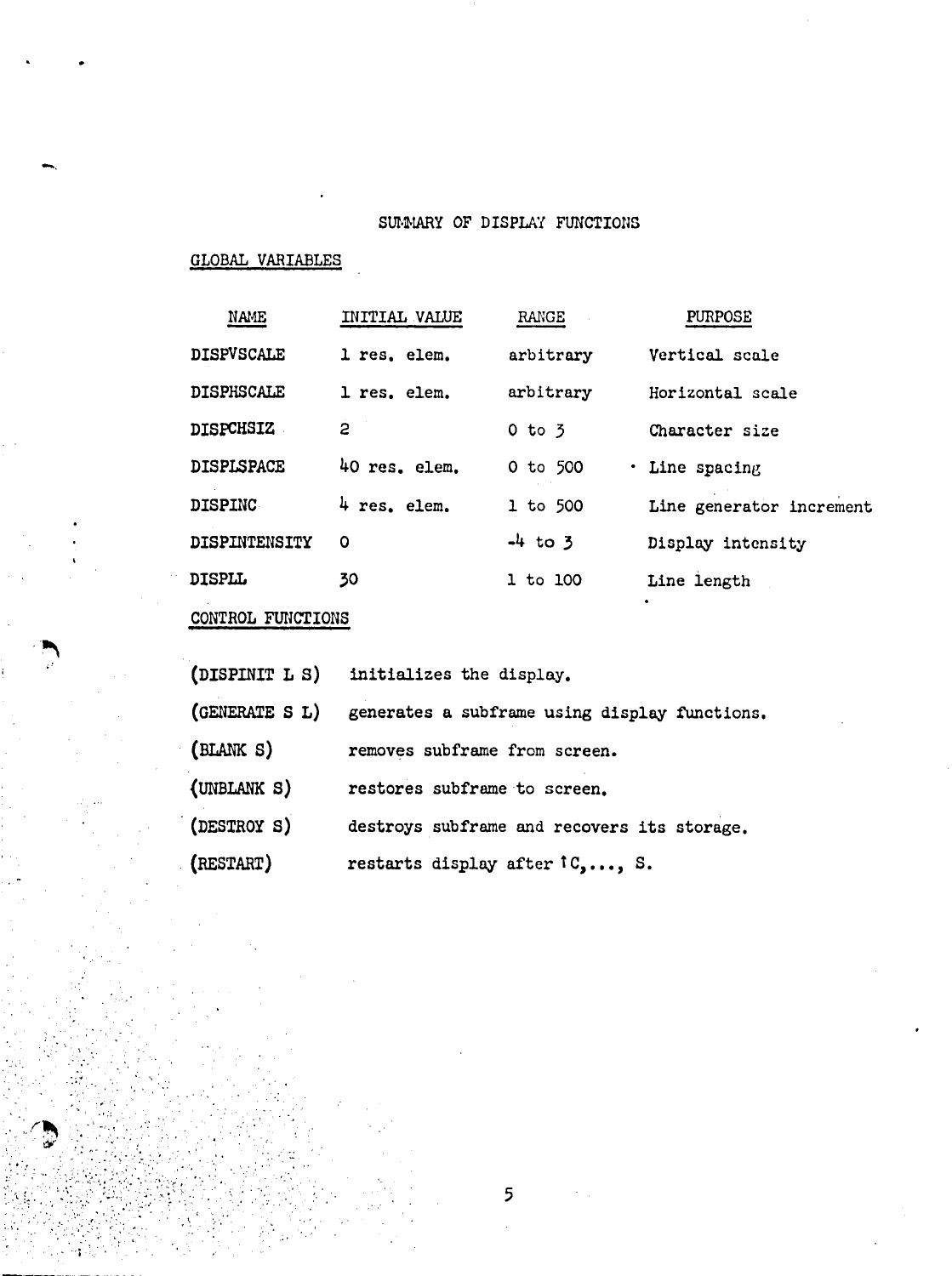# SUMMARY OF DISPLAY FUNCTIONS

## GLOBAL VARIABLES

| NAME | INITIAL VALUE | RANGE | PURPOSE |
|---|---|---|---|
| DISPVSCALE | 1 res. elem. | arbitrary | Vertical scale |
| DISPHSCALE | 1 res. elem. | arbitrary | Horizontal scale |
| DISPCHSIZ | 2 | 0 to 3 | Character size |
| DISPLSPACE | 40 res. elem. | 0 to 500 | Line spacing |
| DISPINC | 4 res. elem. | 1 to 500 | Line generator increment |
| DISPINTENSITY | 0 | -4 to 3 | Display intensity |
| DISPLL | 30 | 1 to 100 | Line length |

## CONTROL FUNCTIONS

| | |
|---|---|
| (DISPINIT L S) | initializes the display. |
| (GENERATE S L) | generates a subframe using display functions. |
| (BLANK S) | removes subframe from screen. |
| (UNBLANK S) | restores subframe to screen. |
| (DESTROY S) | destroys subframe and recovers its storage. |
| (RESTART) | restarts display after ↑C,..., S. |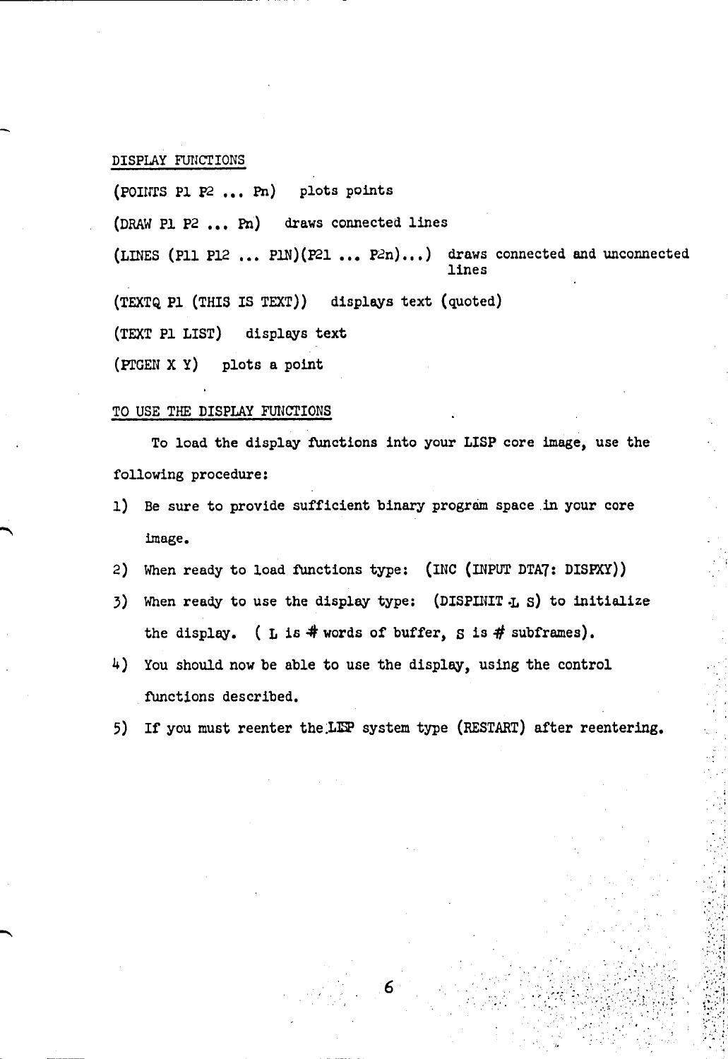## DISPLAY FUNCTIONS

(POINTS P1 P2 ... Pn) plots points

(DRAW P1 P2 ... Pn) draws connected lines

(LINES (P11 P12 ... P1N)(P21 ... P2n)...) draws connected and unconnected lines

(TEXTQ P1 (THIS IS TEXT)) displays text (quoted)

(TEXT P1 LIST) displays text

(PTGEN X Y) plots a point

## TO USE THE DISPLAY FUNCTIONS

To load the display functions into your LISP core image, use the following procedure:

1) Be sure to provide sufficient binary program space in your core image.
2) When ready to load functions type: (INC (INPUT DTA7: DISPXY))
3) When ready to use the display type: (DISPINIT L S) to initialize the display. ( L is # words of buffer, S is # subframes).
4) You should now be able to use the display, using the control functions described.
5) If you must reenter the LISP system type (RESTART) after reentering.